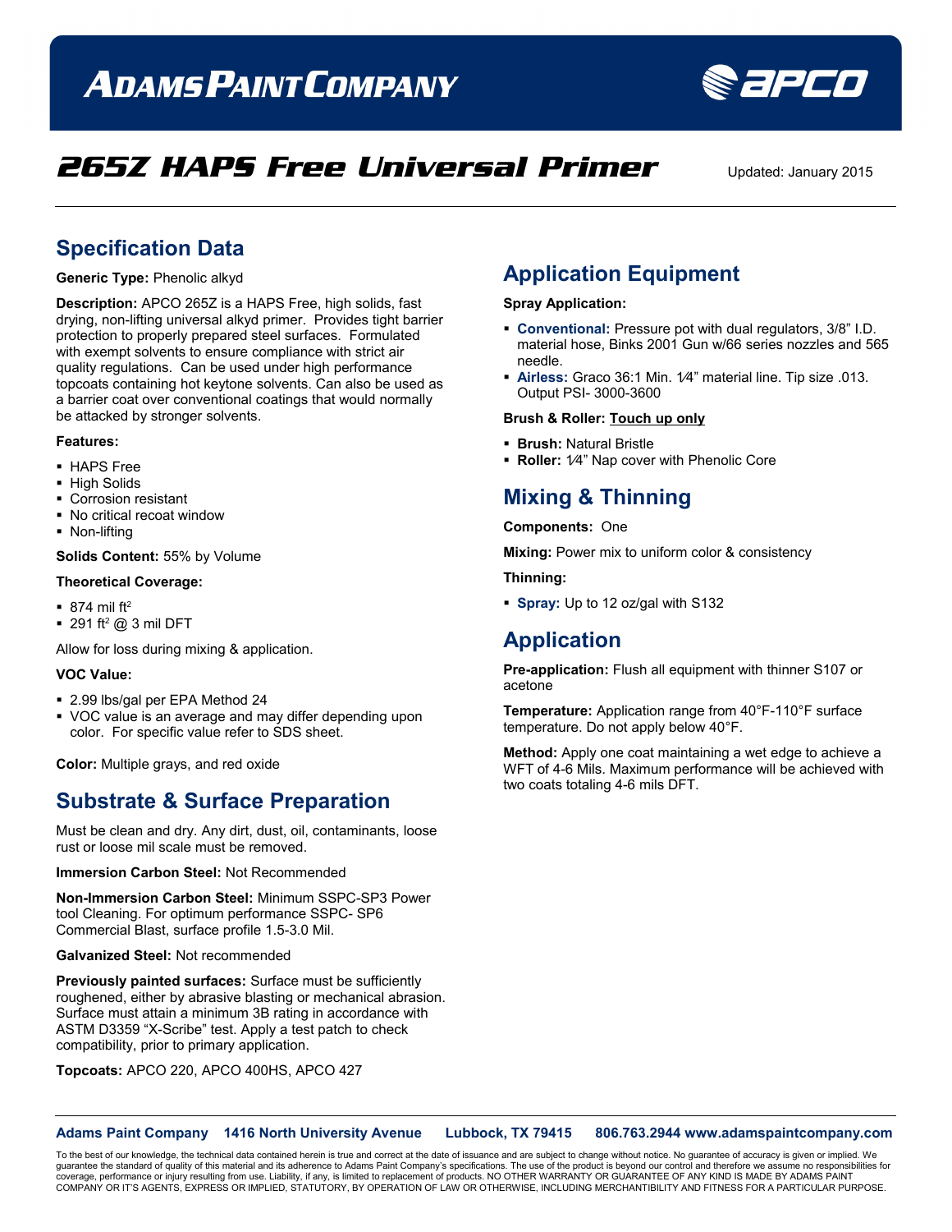# ADAMS PAINT COMPANY

# 265Z HAPS Free Universal Primer

Updated: January 2015

## Specification Data

**Generic Type:** Phenolic alkyd

**Description:** APCO 265Z is a HAPS Free, high solids, fast drying, non-lifting universal alkyd primer. Provides tight barrier protection to properly prepared steel surfaces. Formulated with exempt solvents to ensure compliance with strict air quality regulations. Can be used under high performance topcoats containing hot keytone solvents. Can also be used as a barrier coat over conventional coatings that would normally be attacked by stronger solvents.

**Features:**

- HAPS Free
- High Solids
- Corrosion resistant
- No critical recoat window
- Non-lifting

**Solids Content:** 55% by Volume

**Theoretical Coverage:**

- 874 mil ft$^2$
- 291 ft$^2$ @ 3 mil DFT

Allow for loss during mixing & application.

**VOC Value:**

- 2.99 lbs/gal per EPA Method 24
- VOC value is an average and may differ depending upon color. For specific value refer to SDS sheet.

**Color:** Multiple grays, and red oxide

## Substrate & Surface Preparation

Must be clean and dry. Any dirt, dust, oil, contaminants, loose rust or loose mil scale must be removed.

**Immersion Carbon Steel:** Not Recommended

**Non-Immersion Carbon Steel:** Minimum SSPC-SP3 Power tool Cleaning. For optimum performance SSPC- SP6 Commercial Blast, surface profile 1.5-3.0 Mil.

**Galvanized Steel:** Not recommended

**Previously painted surfaces:** Surface must be sufficiently roughened, either by abrasive blasting or mechanical abrasion. Surface must attain a minimum 3B rating in accordance with ASTM D3359 "X-Scribe" test. Apply a test patch to check compatibility, prior to primary application.

**Topcoats:** APCO 220, APCO 400HS, APCO 427

## Application Equipment

**Spray Application:**

- **Conventional:** Pressure pot with dual regulators, 3/8" I.D. material hose, Binks 2001 Gun w/66 series nozzles and 565 needle.
- **Airless:** Graco 36:1 Min. 1⁄4" material line. Tip size .013. Output PSI- 3000-3600

**Brush & Roller:** Touch up only

- **Brush:** Natural Bristle
- **Roller:** 1⁄4" Nap cover with Phenolic Core

## Mixing & Thinning

**Components:** One

**Mixing:** Power mix to uniform color & consistency

**Thinning:**

- **Spray:** Up to 12 oz/gal with S132

## Application

**Pre-application:** Flush all equipment with thinner S107 or acetone

**Temperature:** Application range from 40°F-110°F surface temperature. Do not apply below 40°F.

**Method:** Apply one coat maintaining a wet edge to achieve a WFT of 4-6 Mils. Maximum performance will be achieved with two coats totaling 4-6 mils DFT.

**Adams Paint Company** 1416 North University Avenue Lubbock, TX 79415 806.763.2944 www.adamspaintcompany.com

To the best of our knowledge, the technical data contained herein is true and correct at the date of issuance and are subject to change without notice. No guarantee of accuracy is given or implied. We guarantee the standard of quality of this material and its adherence to Adams Paint Company's specifications. The use of the product is beyond our control and therefore we assume no responsibilities for coverage, performance or injury resulting from use. Liability, if any, is limited to replacement of products. NO OTHER WARRANTY OR GUARANTEE OF ANY KIND IS MADE BY ADAMS PAINT COMPANY OR IT'S AGENTS, EXPRESS OR IMPLIED, STATUTORY, BY OPERATION OF LAW OR OTHERWISE, INCLUDING MERCHANTIBILITY AND FITNESS FOR A PARTICULAR PURPOSE.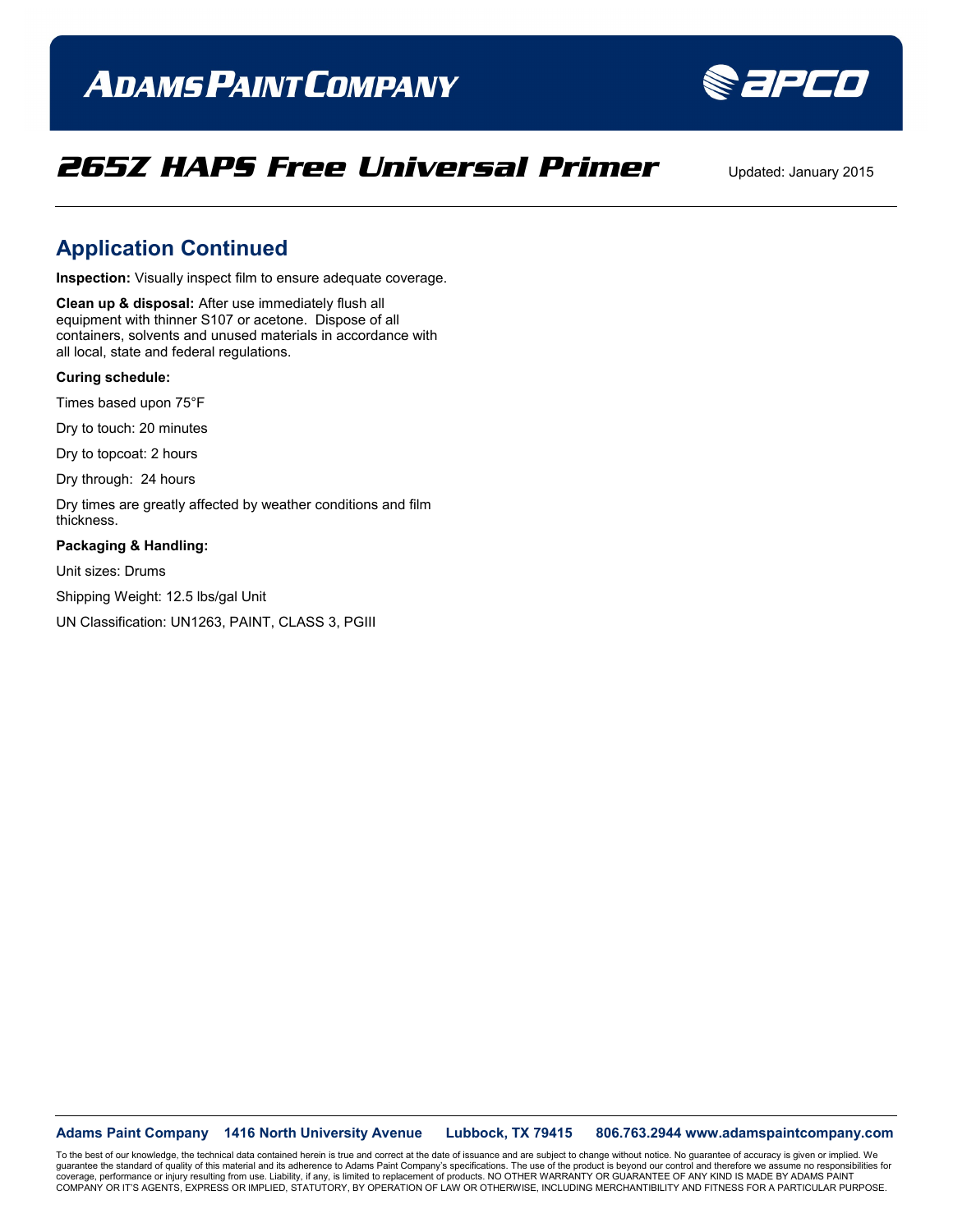## Application Continued

**Inspection:** Visually inspect film to ensure adequate coverage.

**Clean up & disposal:** After use immediately flush all equipment with thinner S107 or acetone. Dispose of all containers, solvents and unused materials in accordance with all local, state and federal regulations.

**Curing schedule:**

Times based upon 75°F

Dry to touch: 20 minutes

Dry to topcoat: 2 hours

Dry through: 24 hours

Dry times are greatly affected by weather conditions and film thickness.

**Packaging & Handling:**

Unit sizes: Drums

Shipping Weight: 12.5 lbs/gal Unit

UN Classification: UN1263, PAINT, CLASS 3, PGIII

**Adams Paint Company 1416 North University Avenue Lubbock, TX 79415 806.763.2944 www.adamspaintcompany.com**

To the best of our knowledge, the technical data contained herein is true and correct at the date of issuance and are subject to change without notice. No guarantee of accuracy is given or implied. We guarantee the standard of quality of this material and its adherence to Adams Paint Company's specifications. The use of the product is beyond our control and therefore we assume no responsibilities for coverage, performance or injury resulting from use. Liability, if any, is limited to replacement of products. NO OTHER WARRANTY OR GUARANTEE OF ANY KIND IS MADE BY ADAMS PAINT COMPANY OR IT'S AGENTS, EXPRESS OR IMPLIED, STATUTORY, BY OPERATION OF LAW OR OTHERWISE, INCLUDING MERCHANTIBILITY AND FITNESS FOR A PARTICULAR PURPOSE.